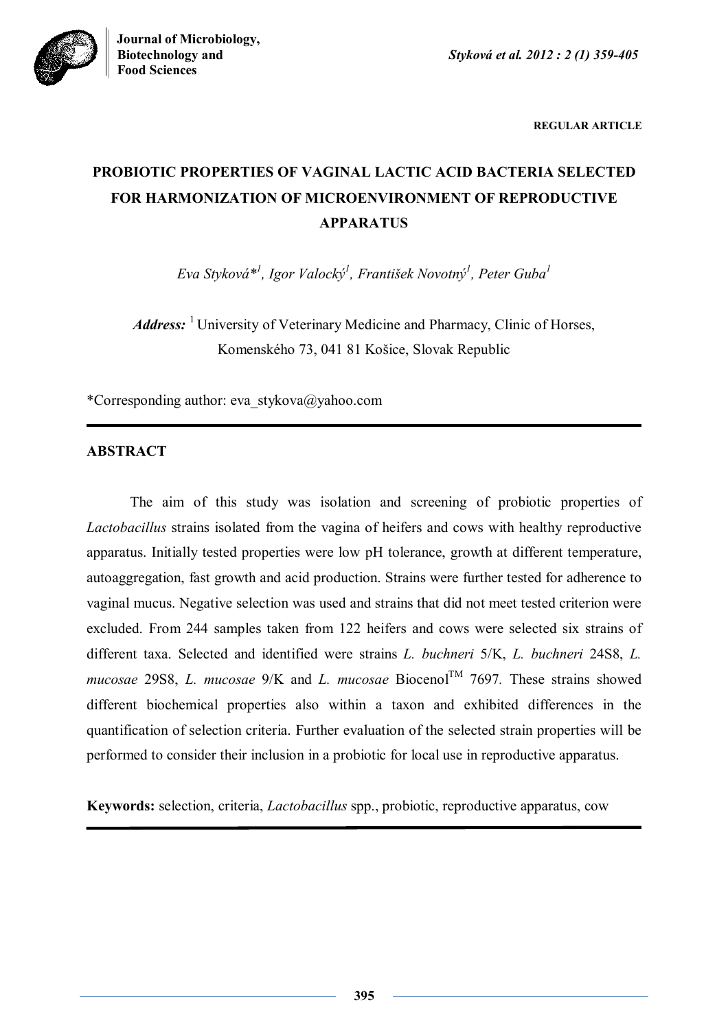**REGULAR ARTICLE**

# PROBIOTIC PROPERTIES OF VAGINAL LACTIC ACID BACTERIA SELECTED FOR HARMONIZATION OF MICROENVIRONMENT OF REPRODUCTIVE APPARATUS

*Eva Styková*[1], Igor Valocký[1], František Novotný[1], Peter Guba[1]*

***Address:*** [1] University of Veterinary Medicine and Pharmacy, Clinic of Horses, Komenského 73, 041 81 Košice, Slovak Republic

*Corresponding author: eva_stykova@yahoo.com

## ABSTRACT

The aim of this study was isolation and screening of probiotic properties of *Lactobacillus* strains isolated from the vagina of heifers and cows with healthy reproductive apparatus. Initially tested properties were low pH tolerance, growth at different temperature, autoaggregation, fast growth and acid production. Strains were further tested for adherence to vaginal mucus. Negative selection was used and strains that did not meet tested criterion were excluded. From 244 samples taken from 122 heifers and cows were selected six strains of different taxa. Selected and identified were strains *L. buchneri* 5/K, *L. buchneri* 24S8, *L. mucosae* 29S8, *L. mucosae* 9/K and *L. mucosae* Biocenol™ 7697. These strains showed different biochemical properties also within a taxon and exhibited differences in the quantification of selection criteria. Further evaluation of the selected strain properties will be performed to consider their inclusion in a probiotic for local use in reproductive apparatus.

**Keywords:** selection, criteria, *Lactobacillus* spp., probiotic, reproductive apparatus, cow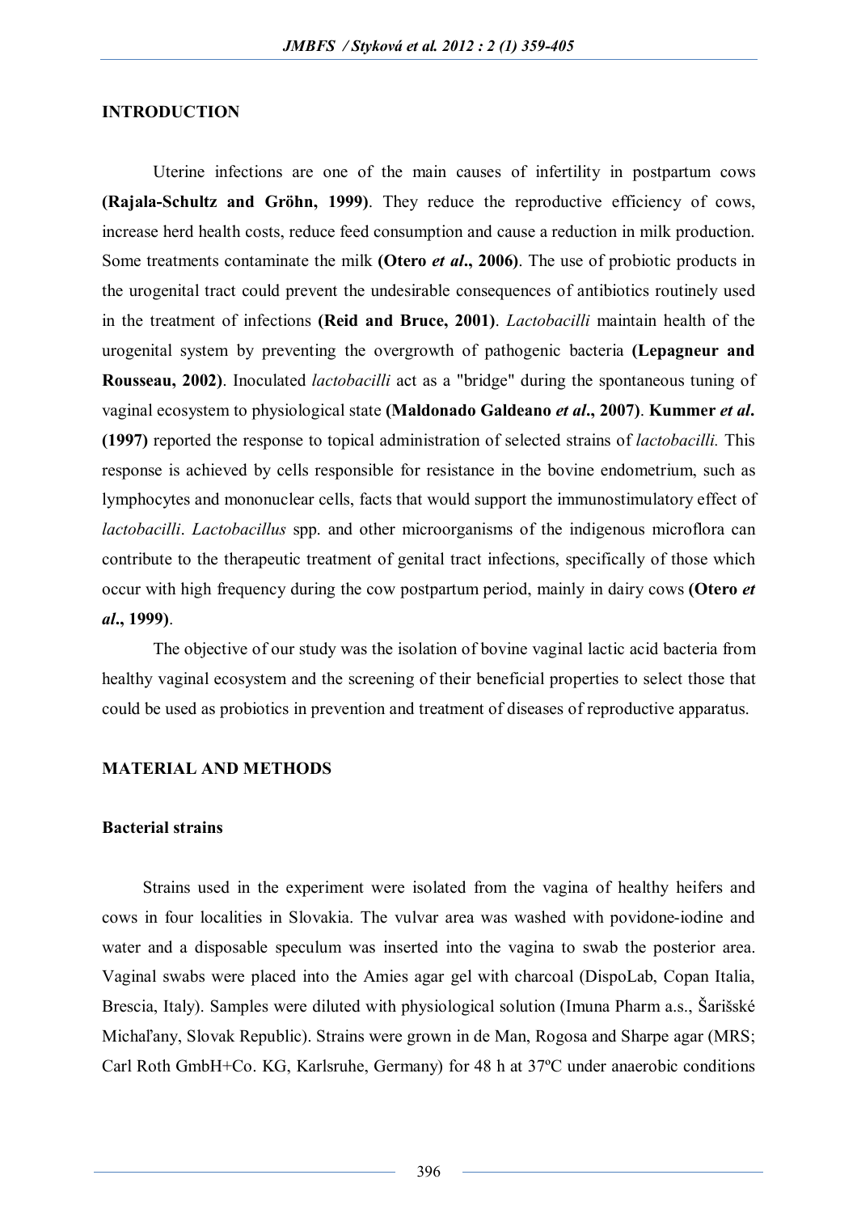## INTRODUCTION

Uterine infections are one of the main causes of infertility in postpartum cows **(Rajala-Schultz and Gröhn, 1999)**. They reduce the reproductive efficiency of cows, increase herd health costs, reduce feed consumption and cause a reduction in milk production. Some treatments contaminate the milk **(Otero *et al*., 2006)**. The use of probiotic products in the urogenital tract could prevent the undesirable consequences of antibiotics routinely used in the treatment of infections **(Reid and Bruce, 2001)**. *Lactobacilli* maintain health of the urogenital system by preventing the overgrowth of pathogenic bacteria **(Lepagneur and Rousseau, 2002)**. Inoculated *lactobacilli* act as a "bridge" during the spontaneous tuning of vaginal ecosystem to physiological state **(Maldonado Galdeano *et al*., 2007)**. **Kummer *et al*. (1997)** reported the response to topical administration of selected strains of *lactobacilli.* This response is achieved by cells responsible for resistance in the bovine endometrium, such as lymphocytes and mononuclear cells, facts that would support the immunostimulatory effect of *lactobacilli*. *Lactobacillus* spp. and other microorganisms of the indigenous microflora can contribute to the therapeutic treatment of genital tract infections, specifically of those which occur with high frequency during the cow postpartum period, mainly in dairy cows **(Otero *et al*., 1999)**.

The objective of our study was the isolation of bovine vaginal lactic acid bacteria from healthy vaginal ecosystem and the screening of their beneficial properties to select those that could be used as probiotics in prevention and treatment of diseases of reproductive apparatus.

## MATERIAL AND METHODS

### Bacterial strains

Strains used in the experiment were isolated from the vagina of healthy heifers and cows in four localities in Slovakia. The vulvar area was washed with povidone-iodine and water and a disposable speculum was inserted into the vagina to swab the posterior area. Vaginal swabs were placed into the Amies agar gel with charcoal (DispoLab, Copan Italia, Brescia, Italy). Samples were diluted with physiological solution (Imuna Pharm a.s., Šarišské Michaľany, Slovak Republic). Strains were grown in de Man, Rogosa and Sharpe agar (MRS; Carl Roth GmbH+Co. KG, Karlsruhe, Germany) for 48 h at 37ºC under anaerobic conditions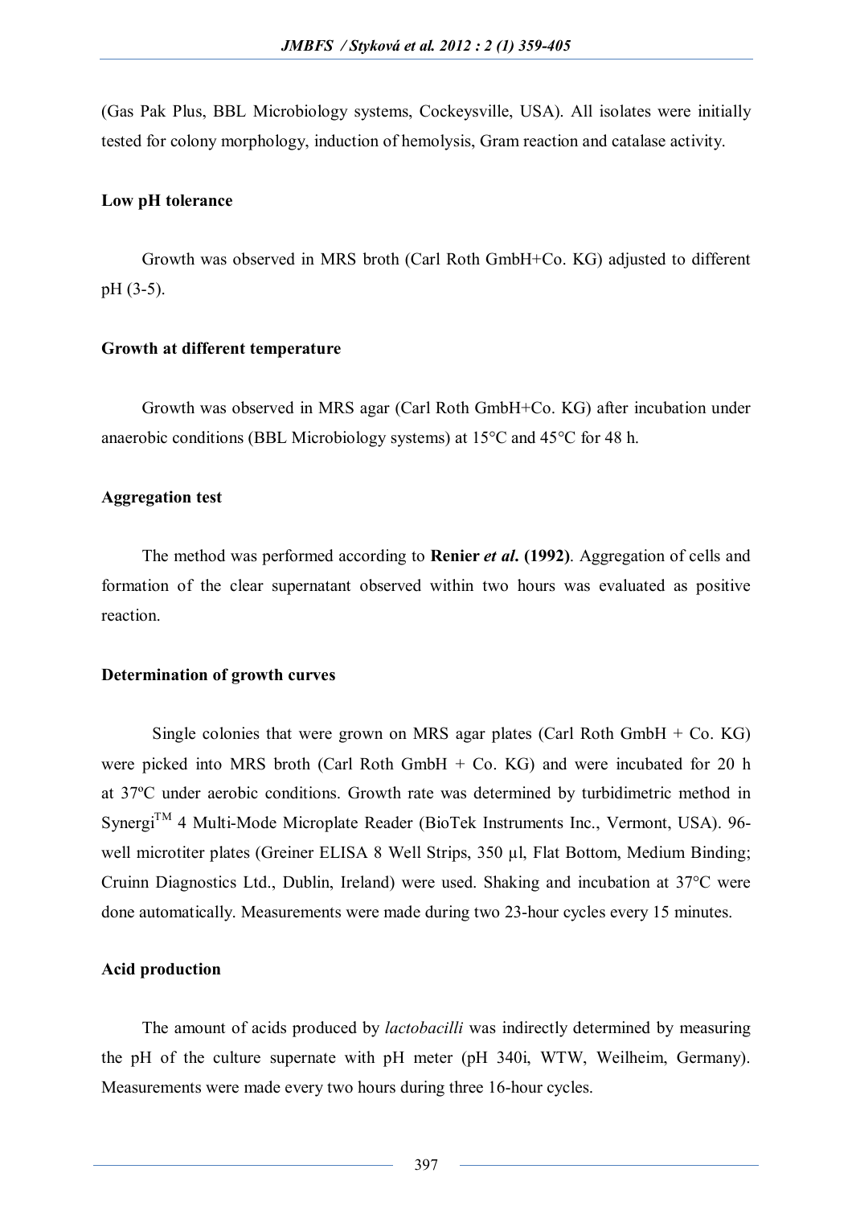(Gas Pak Plus, BBL Microbiology systems, Cockeysville, USA). All isolates were initially tested for colony morphology, induction of hemolysis, Gram reaction and catalase activity.

**Low pH tolerance**

Growth was observed in MRS broth (Carl Roth GmbH+Co. KG) adjusted to different pH (3-5).

**Growth at different temperature**

Growth was observed in MRS agar (Carl Roth GmbH+Co. KG) after incubation under anaerobic conditions (BBL Microbiology systems) at 15°C and 45°C for 48 h.

**Aggregation test**

The method was performed according to **Renier *et al*. (1992)**. Aggregation of cells and formation of the clear supernatant observed within two hours was evaluated as positive reaction.

**Determination of growth curves**

Single colonies that were grown on MRS agar plates (Carl Roth GmbH + Co. KG) were picked into MRS broth (Carl Roth GmbH + Co. KG) and were incubated for 20 h at 37ºC under aerobic conditions. Growth rate was determined by turbidimetric method in Synergi$^{TM}$ 4 Multi-Mode Microplate Reader (BioTek Instruments Inc., Vermont, USA). 96-well microtiter plates (Greiner ELISA 8 Well Strips, 350 µl, Flat Bottom, Medium Binding; Cruinn Diagnostics Ltd., Dublin, Ireland) were used. Shaking and incubation at 37°C were done automatically. Measurements were made during two 23-hour cycles every 15 minutes.

**Acid production**

The amount of acids produced by *lactobacilli* was indirectly determined by measuring the pH of the culture supernate with pH meter (pH 340i, WTW, Weilheim, Germany). Measurements were made every two hours during three 16-hour cycles.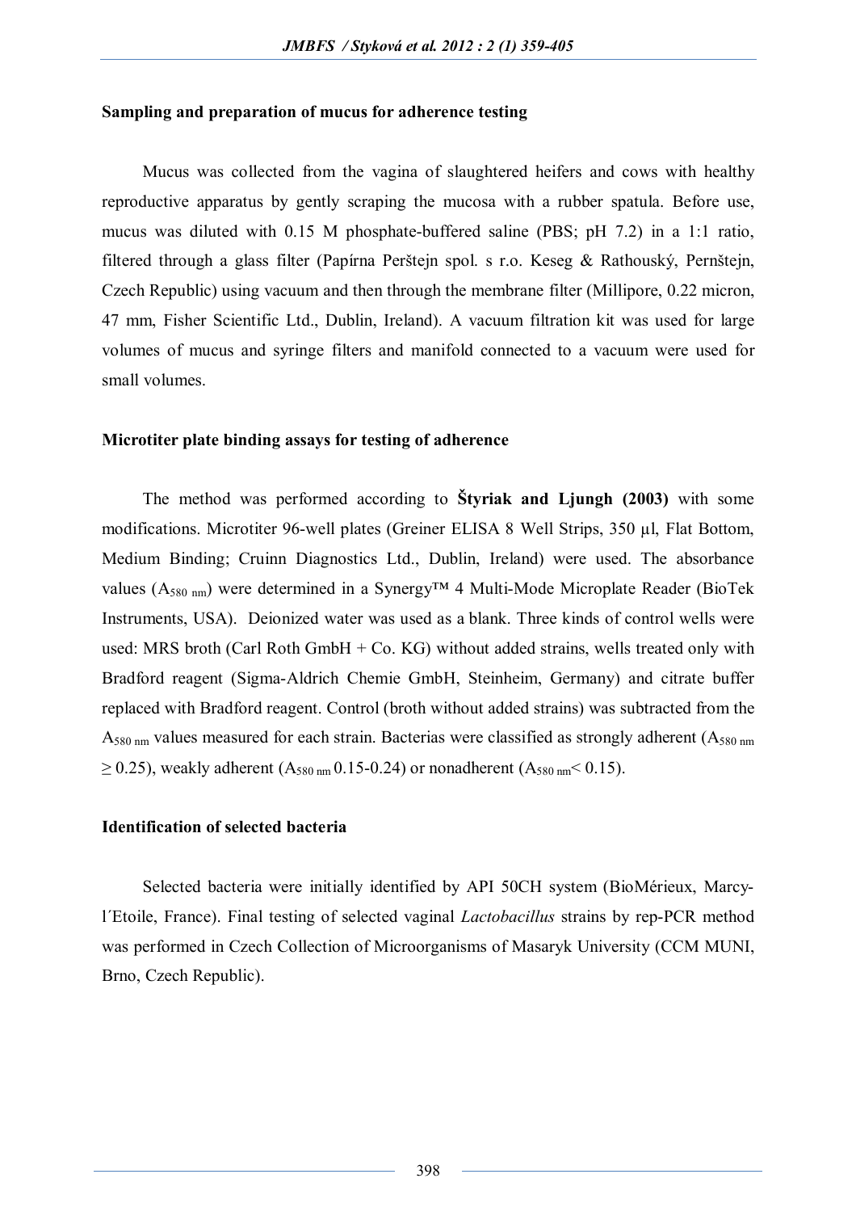**Sampling and preparation of mucus for adherence testing**

Mucus was collected from the vagina of slaughtered heifers and cows with healthy reproductive apparatus by gently scraping the mucosa with a rubber spatula. Before use, mucus was diluted with 0.15 M phosphate-buffered saline (PBS; pH 7.2) in a 1:1 ratio, filtered through a glass filter (Papírna Perštejn spol. s r.o. Keseg & Rathouský, Pernštejn, Czech Republic) using vacuum and then through the membrane filter (Millipore, 0.22 micron, 47 mm, Fisher Scientific Ltd., Dublin, Ireland). A vacuum filtration kit was used for large volumes of mucus and syringe filters and manifold connected to a vacuum were used for small volumes.

**Microtiter plate binding assays for testing of adherence**

The method was performed according to **Štyriak and Ljungh (2003)** with some modifications. Microtiter 96-well plates (Greiner ELISA 8 Well Strips, 350 µl, Flat Bottom, Medium Binding; Cruinn Diagnostics Ltd., Dublin, Ireland) were used. The absorbance values ($A_{580\ nm}$) were determined in a Synergy™ 4 Multi-Mode Microplate Reader (BioTek Instruments, USA). Deionized water was used as a blank. Three kinds of control wells were used: MRS broth (Carl Roth GmbH + Co. KG) without added strains, wells treated only with Bradford reagent (Sigma-Aldrich Chemie GmbH, Steinheim, Germany) and citrate buffer replaced with Bradford reagent. Control (broth without added strains) was subtracted from the $A_{580\ nm}$ values measured for each strain. Bacterias were classified as strongly adherent ($A_{580\ nm} \geq 0.25$), weakly adherent ($A_{580\ nm}$ 0.15-0.24) or nonadherent ($A_{580\ nm} < 0.15$).

**Identification of selected bacteria**

Selected bacteria were initially identified by API 50CH system (BioMérieux, Marcy-l´Etoile, France). Final testing of selected vaginal *Lactobacillus* strains by rep-PCR method was performed in Czech Collection of Microorganisms of Masaryk University (CCM MUNI, Brno, Czech Republic).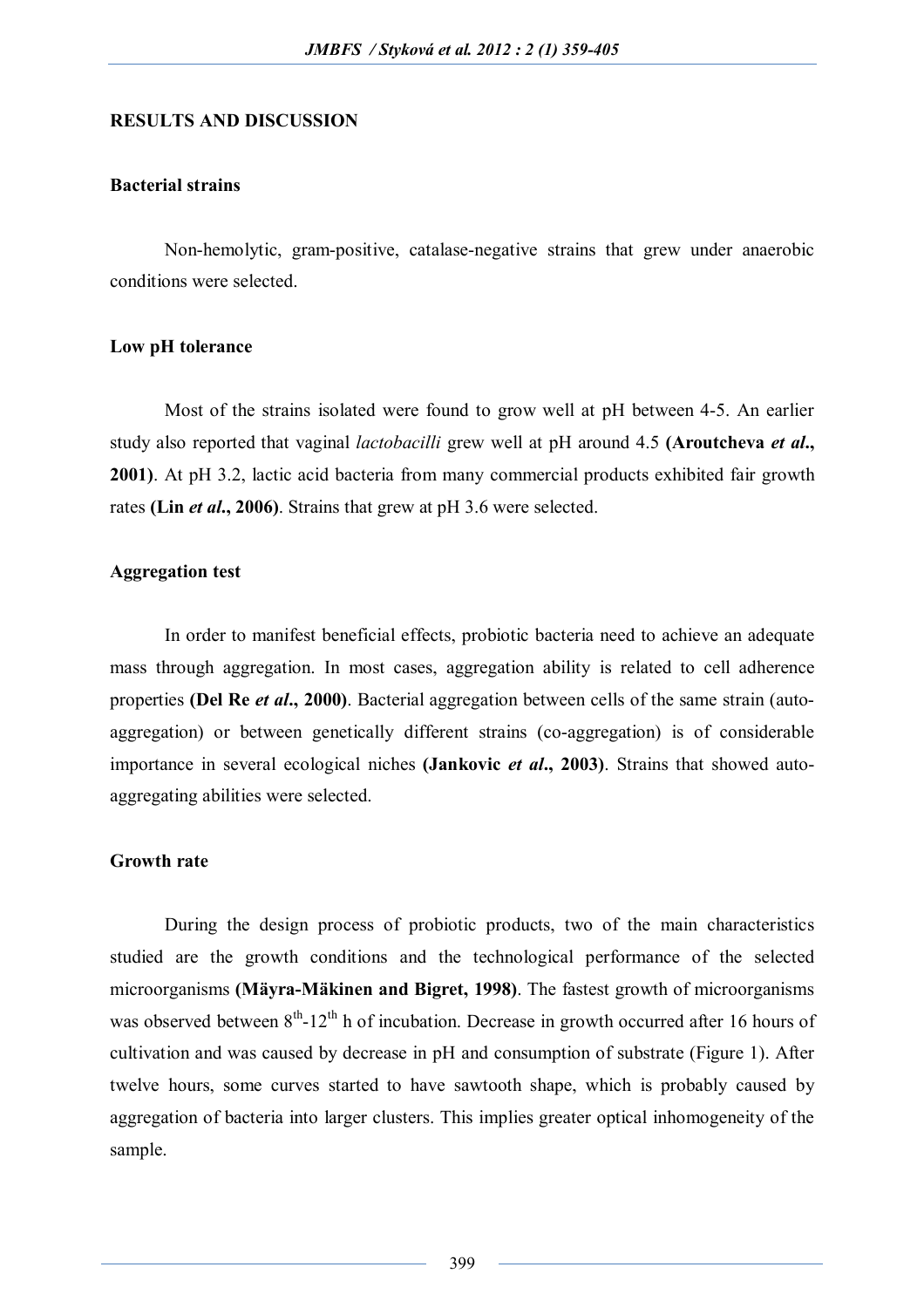## RESULTS AND DISCUSSION

### Bacterial strains

Non-hemolytic, gram-positive, catalase-negative strains that grew under anaerobic conditions were selected.

### Low pH tolerance

Most of the strains isolated were found to grow well at pH between 4-5. An earlier study also reported that vaginal *lactobacilli* grew well at pH around 4.5 **(Aroutcheva *et al*., 2001)**. At pH 3.2, lactic acid bacteria from many commercial products exhibited fair growth rates **(Lin *et al*., 2006)**. Strains that grew at pH 3.6 were selected.

### Aggregation test

In order to manifest beneficial effects, probiotic bacteria need to achieve an adequate mass through aggregation. In most cases, aggregation ability is related to cell adherence properties **(Del Re *et al*., 2000)**. Bacterial aggregation between cells of the same strain (auto-aggregation) or between genetically different strains (co-aggregation) is of considerable importance in several ecological niches **(Jankovic *et al*., 2003)**. Strains that showed auto-aggregating abilities were selected.

### Growth rate

During the design process of probiotic products, two of the main characteristics studied are the growth conditions and the technological performance of the selected microorganisms **(Mäyra-Mäkinen and Bigret, 1998)**. The fastest growth of microorganisms was observed between $8^{th}$-$12^{th}$ h of incubation. Decrease in growth occurred after 16 hours of cultivation and was caused by decrease in pH and consumption of substrate (Figure 1). After twelve hours, some curves started to have sawtooth shape, which is probably caused by aggregation of bacteria into larger clusters. This implies greater optical inhomogeneity of the sample.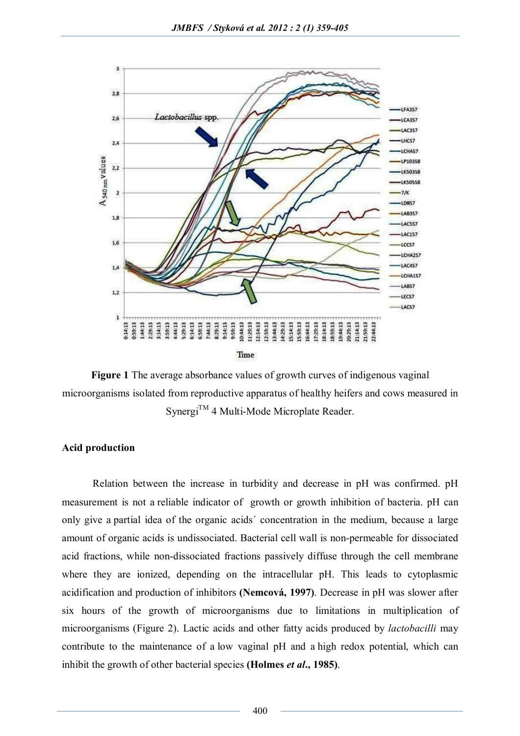**Figure 1** The average absorbance values of growth curves of indigenous vaginal microorganisms isolated from reproductive apparatus of healthy heifers and cows measured in Synergi™ 4 Multi-Mode Microplate Reader.

**Acid production**

Relation between the increase in turbidity and decrease in pH was confirmed. pH measurement is not a reliable indicator of growth or growth inhibition of bacteria. pH can only give a partial idea of the organic acids´ concentration in the medium, because a large amount of organic acids is undissociated. Bacterial cell wall is non-permeable for dissociated acid fractions, while non-dissociated fractions passively diffuse through the cell membrane where they are ionized, depending on the intracellular pH. This leads to cytoplasmic acidification and production of inhibitors **(Nemcová, 1997)**. Decrease in pH was slower after six hours of the growth of microorganisms due to limitations in multiplication of microorganisms (Figure 2). Lactic acids and other fatty acids produced by *lactobacilli* may contribute to the maintenance of a low vaginal pH and a high redox potential, which can inhibit the growth of other bacterial species **(Holmes *et al*., 1985)**.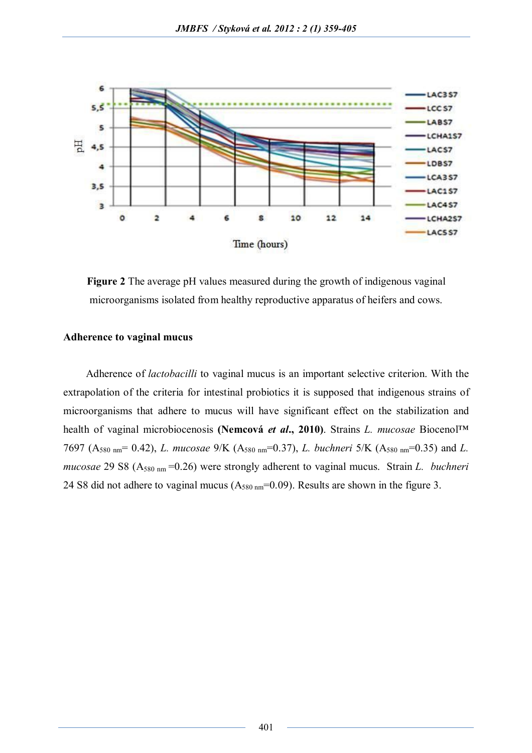**Figure 2** The average pH values measured during the growth of indigenous vaginal microorganisms isolated from healthy reproductive apparatus of heifers and cows.

**Adherence to vaginal mucus**

Adherence of *lactobacilli* to vaginal mucus is an important selective criterion. With the extrapolation of the criteria for intestinal probiotics it is supposed that indigenous strains of microorganisms that adhere to mucus will have significant effect on the stabilization and health of vaginal microbiocenosis **(Nemcová *et al*., 2010)**. Strains *L. mucosae* Biocenol™ 7697 ($A_{580\ nm}$= 0.42), *L. mucosae* 9/K ($A_{580\ nm}$=0.37), *L. buchneri* 5/K ($A_{580\ nm}$=0.35) and *L. mucosae* 29 S8 ($A_{580\ nm}$ =0.26) were strongly adherent to vaginal mucus. Strain *L. buchneri* 24 S8 did not adhere to vaginal mucus ($A_{580\ nm}$=0.09). Results are shown in the figure 3.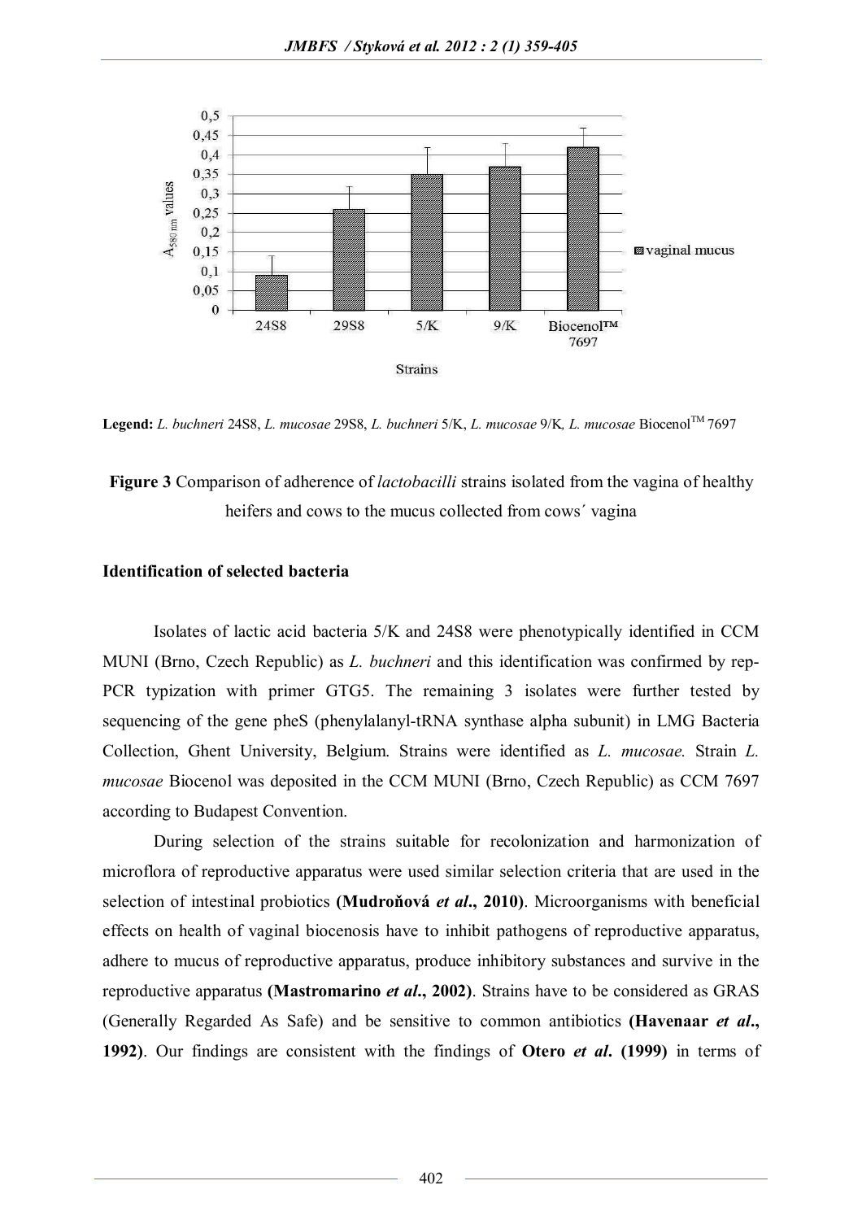**Legend:** *L. buchneri* 24S8, *L. mucosae* 29S8, *L. buchneri* 5/K, *L. mucosae* 9/K, *L. mucosae* Biocenol™ 7697

**Figure 3** Comparison of adherence of *lactobacilli* strains isolated from the vagina of healthy heifers and cows to the mucus collected from cows´ vagina

**Identification of selected bacteria**

Isolates of lactic acid bacteria 5/K and 24S8 were phenotypically identified in CCM MUNI (Brno, Czech Republic) as *L. buchneri* and this identification was confirmed by rep-PCR typization with primer GTG5. The remaining 3 isolates were further tested by sequencing of the gene pheS (phenylalanyl-tRNA synthase alpha subunit) in LMG Bacteria Collection, Ghent University, Belgium. Strains were identified as *L. mucosae.* Strain *L. mucosae* Biocenol was deposited in the CCM MUNI (Brno, Czech Republic) as CCM 7697 according to Budapest Convention.

During selection of the strains suitable for recolonization and harmonization of microflora of reproductive apparatus were used similar selection criteria that are used in the selection of intestinal probiotics **(Mudroňová *et al*., 2010)**. Microorganisms with beneficial effects on health of vaginal biocenosis have to inhibit pathogens of reproductive apparatus, adhere to mucus of reproductive apparatus, produce inhibitory substances and survive in the reproductive apparatus **(Mastromarino *et al*., 2002)**. Strains have to be considered as GRAS (Generally Regarded As Safe) and be sensitive to common antibiotics **(Havenaar *et al*., 1992)**. Our findings are consistent with the findings of **Otero *et al*. (1999)** in terms of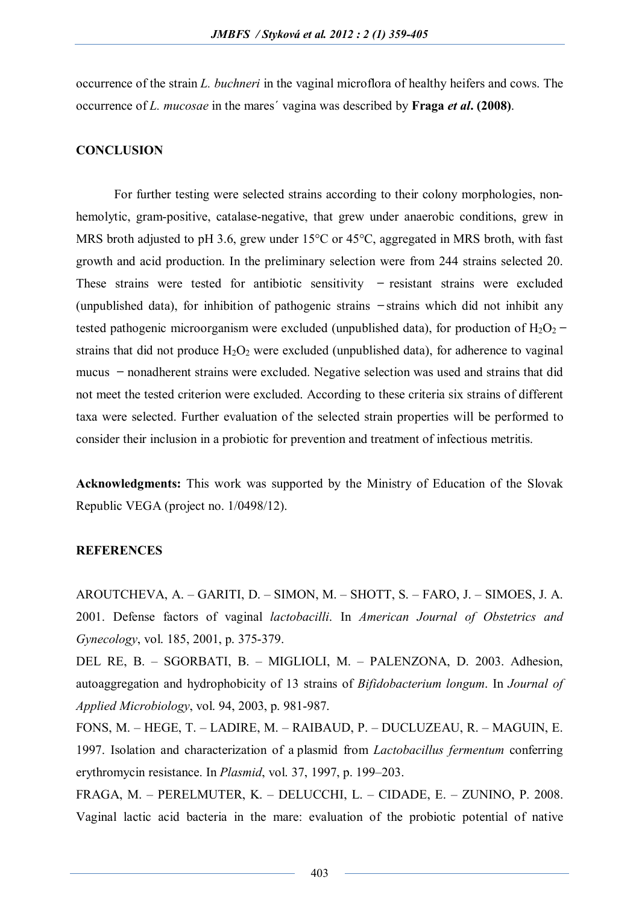occurrence of the strain *L. buchneri* in the vaginal microflora of healthy heifers and cows. The occurrence of *L. mucosae* in the mares´ vagina was described by **Fraga *et al*. (2008)**.

## CONCLUSION

For further testing were selected strains according to their colony morphologies, non-hemolytic, gram-positive, catalase-negative, that grew under anaerobic conditions, grew in MRS broth adjusted to pH 3.6, grew under 15°C or 45°C, aggregated in MRS broth, with fast growth and acid production. In the preliminary selection were from 244 strains selected 20. These strains were tested for antibiotic sensitivity − resistant strains were excluded (unpublished data), for inhibition of pathogenic strains − strains which did not inhibit any tested pathogenic microorganism were excluded (unpublished data), for production of $H_2O_2$ − strains that did not produce $H_2O_2$ were excluded (unpublished data), for adherence to vaginal mucus − nonadherent strains were excluded. Negative selection was used and strains that did not meet the tested criterion were excluded. According to these criteria six strains of different taxa were selected. Further evaluation of the selected strain properties will be performed to consider their inclusion in a probiotic for prevention and treatment of infectious metritis.

**Acknowledgments:** This work was supported by the Ministry of Education of the Slovak Republic VEGA (project no. 1/0498/12).

## REFERENCES

AROUTCHEVA, A. – GARITI, D. – SIMON, M. – SHOTT, S. – FARO, J. – SIMOES, J. A. 2001. Defense factors of vaginal *lactobacilli*. In *American Journal of Obstetrics and Gynecology*, vol. 185, 2001, p. 375-379.

DEL RE, B. – SGORBATI, B. – MIGLIOLI, M. – PALENZONA, D. 2003. Adhesion, autoaggregation and hydrophobicity of 13 strains of *Bifidobacterium longum*. In *Journal of Applied Microbiology*, vol. 94, 2003, p. 981-987.

FONS, M. – HEGE, T. – LADIRE, M. – RAIBAUD, P. – DUCLUZEAU, R. – MAGUIN, E. 1997. Isolation and characterization of a plasmid from *Lactobacillus fermentum* conferring erythromycin resistance. In *Plasmid*, vol. 37, 1997, p. 199–203.

FRAGA, M. – PERELMUTER, K. – DELUCCHI, L. – CIDADE, E. – ZUNINO, P. 2008. Vaginal lactic acid bacteria in the mare: evaluation of the probiotic potential of native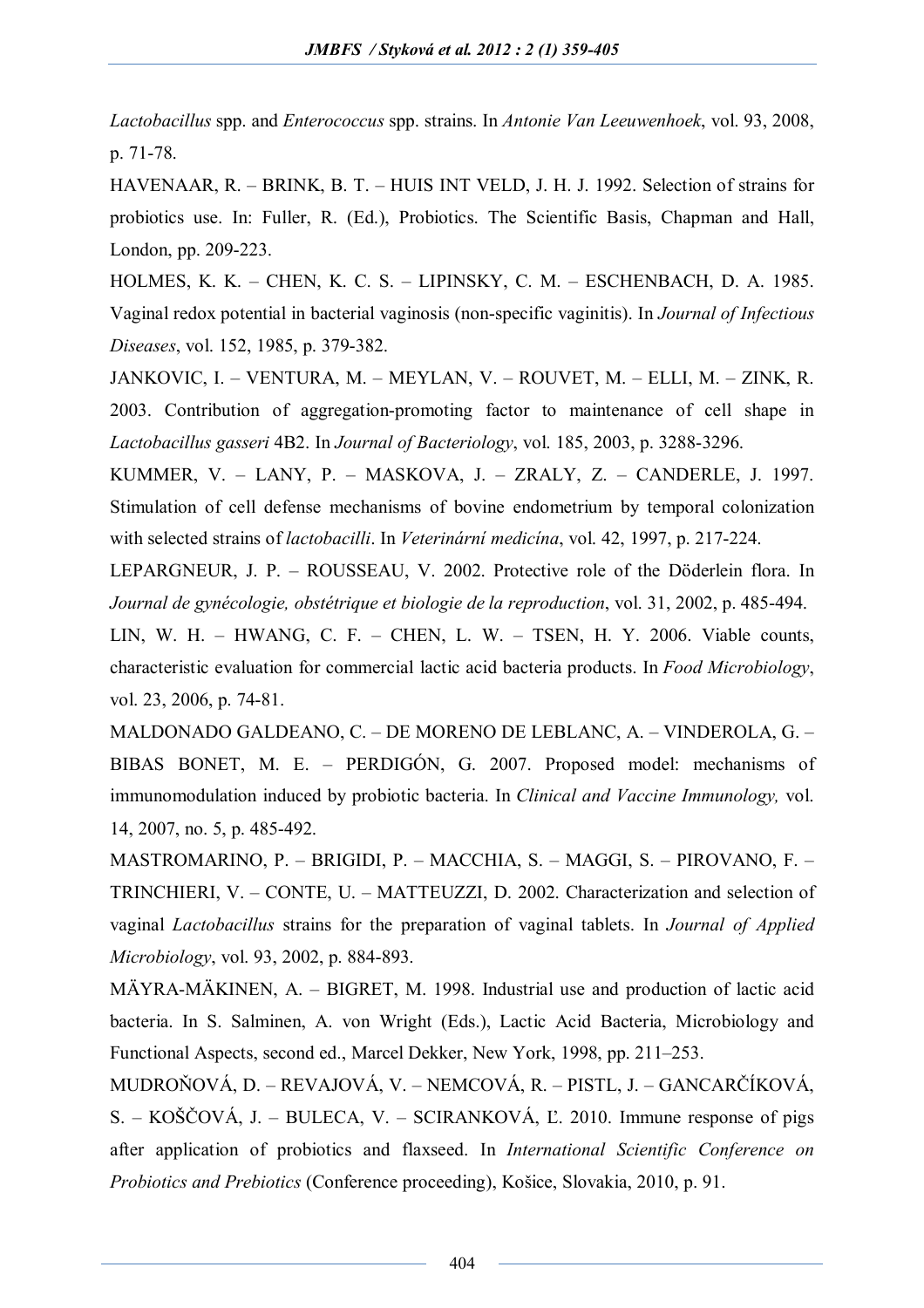*Lactobacillus* spp. and *Enterococcus* spp. strains. In *Antonie Van Leeuwenhoek*, vol. 93, 2008, p. 71-78.

HAVENAAR, R. – BRINK, B. T. – HUIS INT VELD, J. H. J. 1992. Selection of strains for probiotics use. In: Fuller, R. (Ed.), Probiotics. The Scientific Basis, Chapman and Hall, London, pp. 209-223.

HOLMES, K. K. – CHEN, K. C. S. – LIPINSKY, C. M. – ESCHENBACH, D. A. 1985. Vaginal redox potential in bacterial vaginosis (non-specific vaginitis). In *Journal of Infectious Diseases*, vol. 152, 1985, p. 379-382.

JANKOVIC, I. – VENTURA, M. – MEYLAN, V. – ROUVET, M. – ELLI, M. – ZINK, R. 2003. Contribution of aggregation-promoting factor to maintenance of cell shape in *Lactobacillus gasseri* 4B2. In *Journal of Bacteriology*, vol. 185, 2003, p. 3288-3296.

KUMMER, V. – LANY, P. – MASKOVA, J. – ZRALY, Z. – CANDERLE, J. 1997. Stimulation of cell defense mechanisms of bovine endometrium by temporal colonization with selected strains of *lactobacilli*. In *Veterinární medicína*, vol. 42, 1997, p. 217-224.

LEPARGNEUR, J. P. – ROUSSEAU, V. 2002. Protective role of the Döderlein flora. In *Journal de gynécologie, obstétrique et biologie de la reproduction*, vol. 31, 2002, p. 485-494.

LIN, W. H. – HWANG, C. F. – CHEN, L. W. – TSEN, H. Y. 2006. Viable counts, characteristic evaluation for commercial lactic acid bacteria products. In *Food Microbiology*, vol. 23, 2006, p. 74-81.

MALDONADO GALDEANO, C. – DE MORENO DE LEBLANC, A. – VINDEROLA, G. – BIBAS BONET, M. E. – PERDIGÓN, G. 2007. Proposed model: mechanisms of immunomodulation induced by probiotic bacteria. In *Clinical and Vaccine Immunology,* vol. 14, 2007, no. 5, p. 485-492.

MASTROMARINO, P. – BRIGIDI, P. – MACCHIA, S. – MAGGI, S. – PIROVANO, F. – TRINCHIERI, V. – CONTE, U. – MATTEUZZI, D. 2002. Characterization and selection of vaginal *Lactobacillus* strains for the preparation of vaginal tablets. In *Journal of Applied Microbiology*, vol. 93, 2002, p. 884-893.

MÄYRA-MÄKINEN, A. – BIGRET, M. 1998. Industrial use and production of lactic acid bacteria. In S. Salminen, A. von Wright (Eds.), Lactic Acid Bacteria, Microbiology and Functional Aspects, second ed., Marcel Dekker, New York, 1998, pp. 211–253.

MUDROŇOVÁ, D. – REVAJOVÁ, V. – NEMCOVÁ, R. – PISTL, J. – GANCARČÍKOVÁ, S. – KOŠČOVÁ, J. – BULECA, V. – SCIRANKOVÁ, Ľ. 2010. Immune response of pigs after application of probiotics and flaxseed. In *International Scientific Conference on Probiotics and Prebiotics* (Conference proceeding), Košice, Slovakia, 2010, p. 91.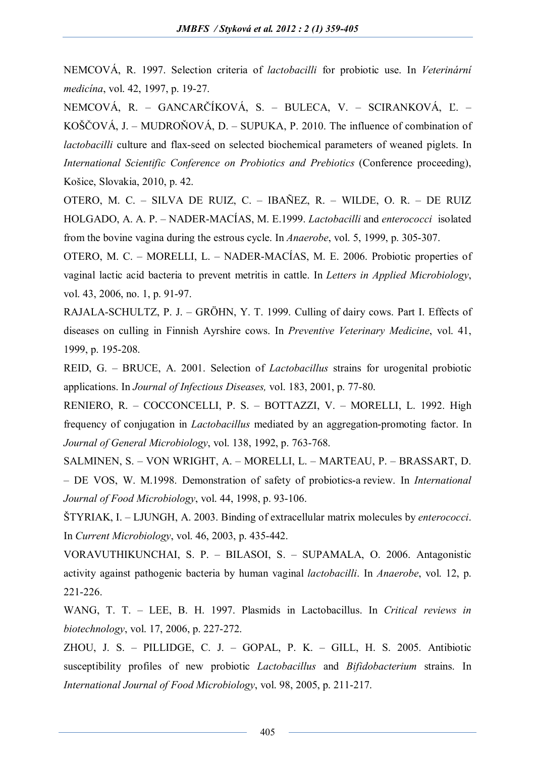NEMCOVÁ, R. 1997. Selection criteria of *lactobacilli* for probiotic use. In *Veterinární medicína*, vol. 42, 1997, p. 19-27.

NEMCOVÁ, R. – GANCARČÍKOVÁ, S. – BULECA, V. – SCIRANKOVÁ, Ľ. – KOŠČOVÁ, J. – MUDROŇOVÁ, D. – SUPUKA, P. 2010. The influence of combination of *lactobacilli* culture and flax-seed on selected biochemical parameters of weaned piglets. In *International Scientific Conference on Probiotics and Prebiotics* (Conference proceeding), Košice, Slovakia, 2010, p. 42.

OTERO, M. C. – SILVA DE RUIZ, C. – IBAÑEZ, R. – WILDE, O. R. – DE RUIZ HOLGADO, A. A. P. – NADER-MACÍAS, M. E.1999. *Lactobacilli* and *enterococci* isolated from the bovine vagina during the estrous cycle. In *Anaerobe*, vol. 5, 1999, p. 305-307.

OTERO, M. C. – MORELLI, L. – NADER-MACÍAS, M. E. 2006. Probiotic properties of vaginal lactic acid bacteria to prevent metritis in cattle. In *Letters in Applied Microbiology*, vol. 43, 2006, no. 1, p. 91-97.

RAJALA-SCHULTZ, P. J. – GRÖHN, Y. T. 1999. Culling of dairy cows. Part I. Effects of diseases on culling in Finnish Ayrshire cows. In *Preventive Veterinary Medicine*, vol. 41, 1999, p. 195-208.

REID, G. – BRUCE, A. 2001. Selection of *Lactobacillus* strains for urogenital probiotic applications. In *Journal of Infectious Diseases,* vol. 183, 2001, p. 77-80.

RENIERO, R. – COCCONCELLI, P. S. – BOTTAZZI, V. – MORELLI, L. 1992. High frequency of conjugation in *Lactobacillus* mediated by an aggregation-promoting factor. In *Journal of General Microbiology*, vol. 138, 1992, p. 763-768.

SALMINEN, S. – VON WRIGHT, A. – MORELLI, L. – MARTEAU, P. – BRASSART, D. – DE VOS, W. M.1998. Demonstration of safety of probiotics-a review. In *International Journal of Food Microbiology*, vol. 44, 1998, p. 93-106.

ŠTYRIAK, I. – LJUNGH, A. 2003. Binding of extracellular matrix molecules by *enterococci*. In *Current Microbiology*, vol. 46, 2003, p. 435-442.

VORAVUTHIKUNCHAI, S. P. – BILASOI, S. – SUPAMALA, O. 2006. Antagonistic activity against pathogenic bacteria by human vaginal *lactobacilli*. In *Anaerobe*, vol. 12, p. 221-226.

WANG, T. T. – LEE, B. H. 1997. Plasmids in Lactobacillus. In *Critical reviews in biotechnology*, vol. 17, 2006, p. 227-272.

ZHOU, J. S. – PILLIDGE, C. J. – GOPAL, P. K. – GILL, H. S. 2005. Antibiotic susceptibility profiles of new probiotic *Lactobacillus* and *Bifidobacterium* strains. In *International Journal of Food Microbiology*, vol. 98, 2005, p. 211-217.